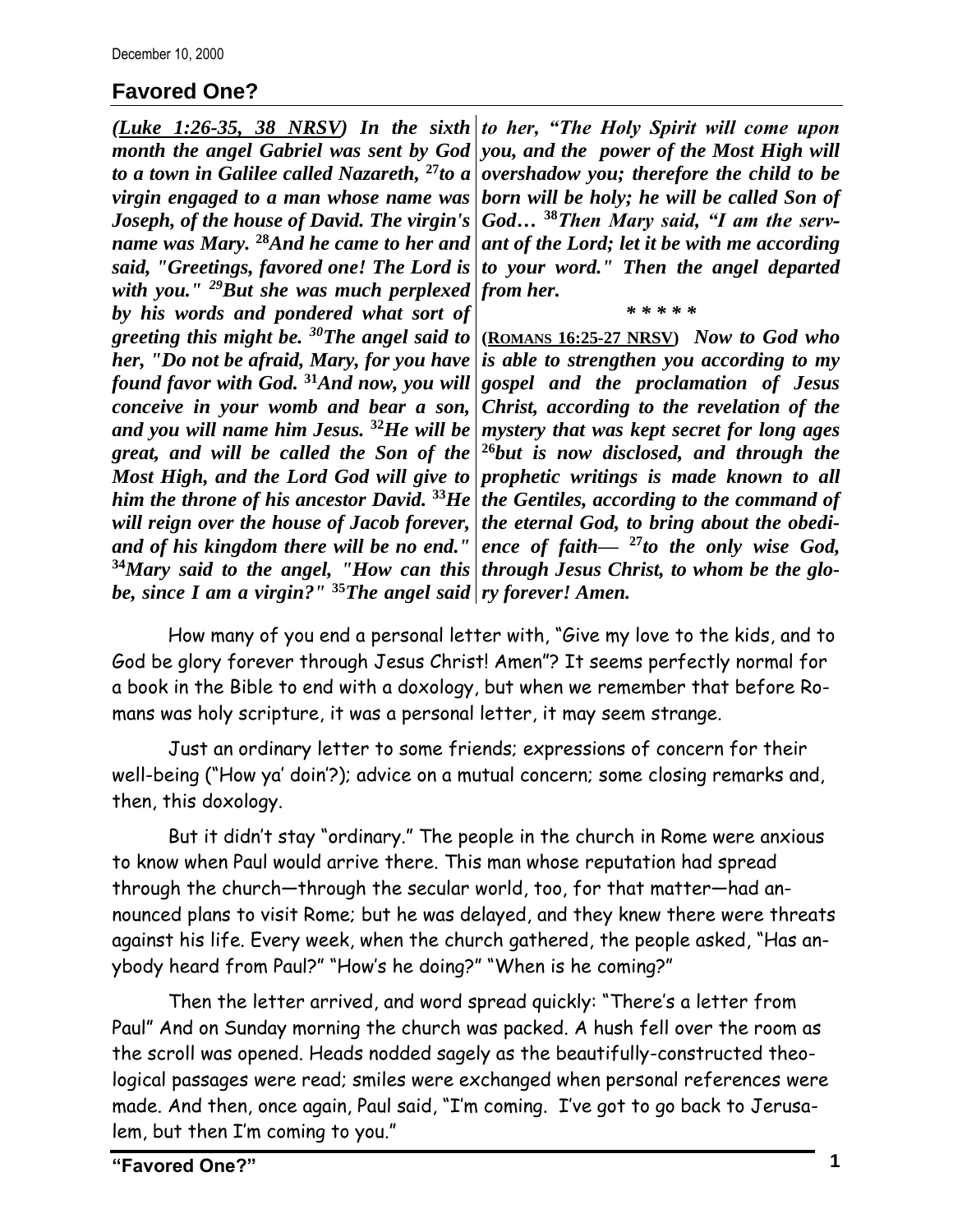December 10, 2000

## Favored One?

***(Luke 1:26-35, 38 NRSV) In the sixth month the angel Gabriel was sent by God to a town in Galilee called Nazareth, [27]to a virgin engaged to a man whose name was Joseph, of the house of David. The virgin's name was Mary. [28]And he came to her and said, "Greetings, favored one! The Lord is with you." [29]But she was much perplexed by his words and pondered what sort of greeting this might be. [30]The angel said to her, "Do not be afraid, Mary, for you have found favor with God. [31]And now, you will conceive in your womb and bear a son, and you will name him Jesus. [32]He will be great, and will be called the Son of the Most High, and the Lord God will give to him the throne of his ancestor David. [33]He will reign over the house of Jacob forever, and of his kingdom there will be no end." [34]Mary said to the angel, "How can this be, since I am a virgin?" [35]The angel said to her, "The Holy Spirit will come upon you, and the power of the Most High will overshadow you; therefore the child to be born will be holy; he will be called Son of God… [38]Then Mary said, "I am the servant of the Lord; let it be with me according to your word." Then the angel departed from her.***

\* \* \* \* \*

**(ROMANS 16:25-27 NRSV)** ***Now to God who is able to strengthen you according to my gospel and the proclamation of Jesus Christ, according to the revelation of the mystery that was kept secret for long ages [26]but is now disclosed, and through the prophetic writings is made known to all the Gentiles, according to the command of the eternal God, to bring about the obedience of faith— [27]to the only wise God, through Jesus Christ, to whom be the glory forever! Amen.***

How many of you end a personal letter with, "Give my love to the kids, and to God be glory forever through Jesus Christ! Amen"? It seems perfectly normal for a book in the Bible to end with a doxology, but when we remember that before Romans was holy scripture, it was a personal letter, it may seem strange.

Just an ordinary letter to some friends; expressions of concern for their well-being ("How ya' doin'?); advice on a mutual concern; some closing remarks and, then, this doxology.

But it didn't stay "ordinary." The people in the church in Rome were anxious to know when Paul would arrive there. This man whose reputation had spread through the church—through the secular world, too, for that matter—had announced plans to visit Rome; but he was delayed, and they knew there were threats against his life. Every week, when the church gathered, the people asked, "Has anybody heard from Paul?" "How's he doing?" "When is he coming?"

Then the letter arrived, and word spread quickly: "There's a letter from Paul" And on Sunday morning the church was packed. A hush fell over the room as the scroll was opened. Heads nodded sagely as the beautifully-constructed theological passages were read; smiles were exchanged when personal references were made. And then, once again, Paul said, "I'm coming. I've got to go back to Jerusalem, but then I'm coming to you."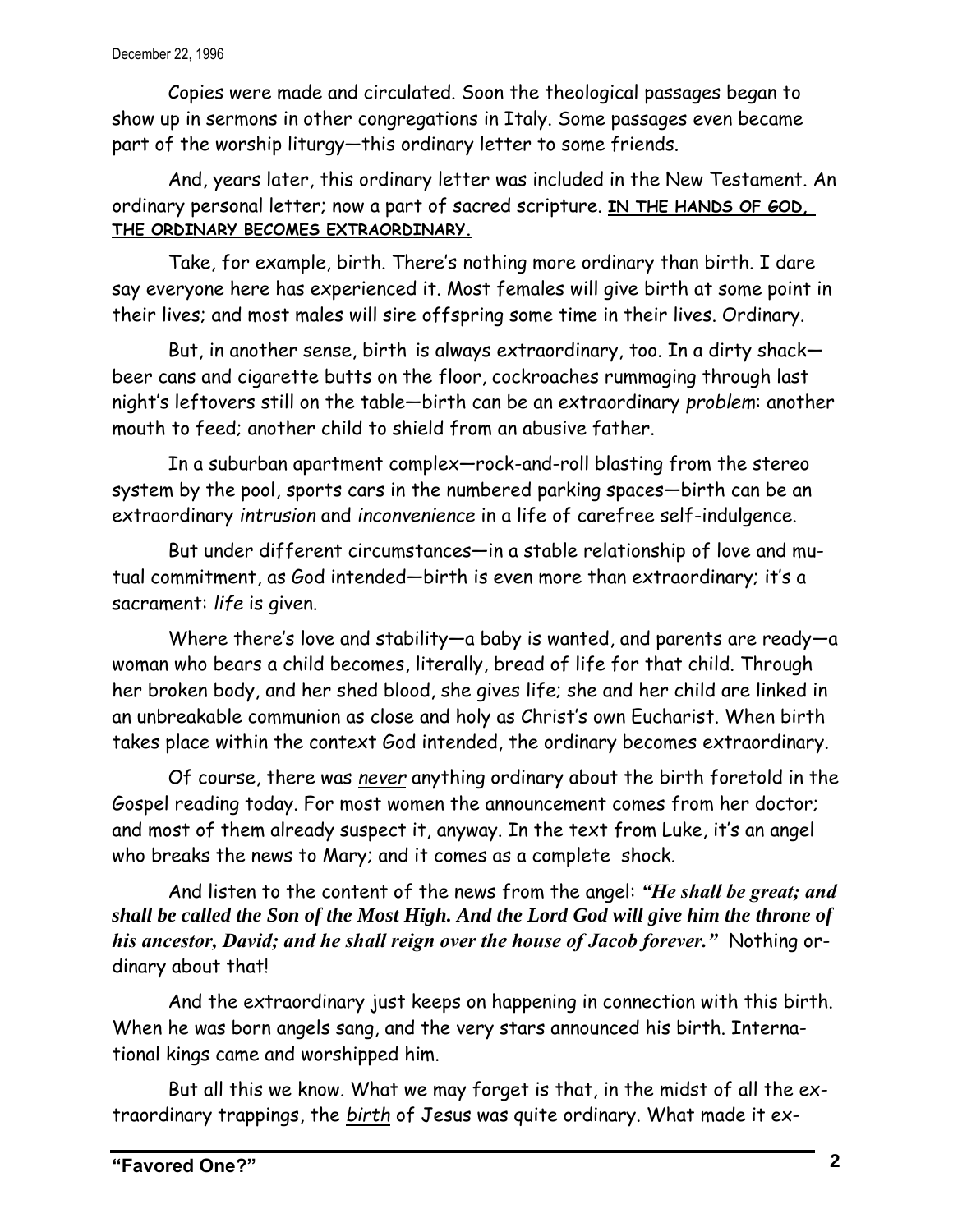Copies were made and circulated. Soon the theological passages began to show up in sermons in other congregations in Italy. Some passages even became part of the worship liturgy—this ordinary letter to some friends.

And, years later, this ordinary letter was included in the New Testament. An ordinary personal letter; now a part of sacred scripture. **IN THE HANDS OF GOD, THE ORDINARY BECOMES EXTRAORDINARY.**

Take, for example, birth. There's nothing more ordinary than birth. I dare say everyone here has experienced it. Most females will give birth at some point in their lives; and most males will sire offspring some time in their lives. Ordinary.

But, in another sense, birth is always extraordinary, too. In a dirty shack—beer cans and cigarette butts on the floor, cockroaches rummaging through last night's leftovers still on the table—birth can be an extraordinary *problem*: another mouth to feed; another child to shield from an abusive father.

In a suburban apartment complex—rock-and-roll blasting from the stereo system by the pool, sports cars in the numbered parking spaces—birth can be an extraordinary *intrusion* and *inconvenience* in a life of carefree self-indulgence.

But under different circumstances—in a stable relationship of love and mutual commitment, as God intended—birth is even more than extraordinary; it's a sacrament: *life* is given.

Where there's love and stability—a baby is wanted, and parents are ready—a woman who bears a child becomes, literally, bread of life for that child. Through her broken body, and her shed blood, she gives life; she and her child are linked in an unbreakable communion as close and holy as Christ's own Eucharist. When birth takes place within the context God intended, the ordinary becomes extraordinary.

Of course, there was *never* anything ordinary about the birth foretold in the Gospel reading today. For most women the announcement comes from her doctor; and most of them already suspect it, anyway. In the text from Luke, it's an angel who breaks the news to Mary; and it comes as a complete shock.

And listen to the content of the news from the angel: ***"He shall be great; and shall be called the Son of the Most High. And the Lord God will give him the throne of his ancestor, David; and he shall reign over the house of Jacob forever."*** Nothing ordinary about that!

And the extraordinary just keeps on happening in connection with this birth. When he was born angels sang, and the very stars announced his birth. International kings came and worshipped him.

But all this we know. What we may forget is that, in the midst of all the extraordinary trappings, the *birth* of Jesus was quite ordinary. What made it ex-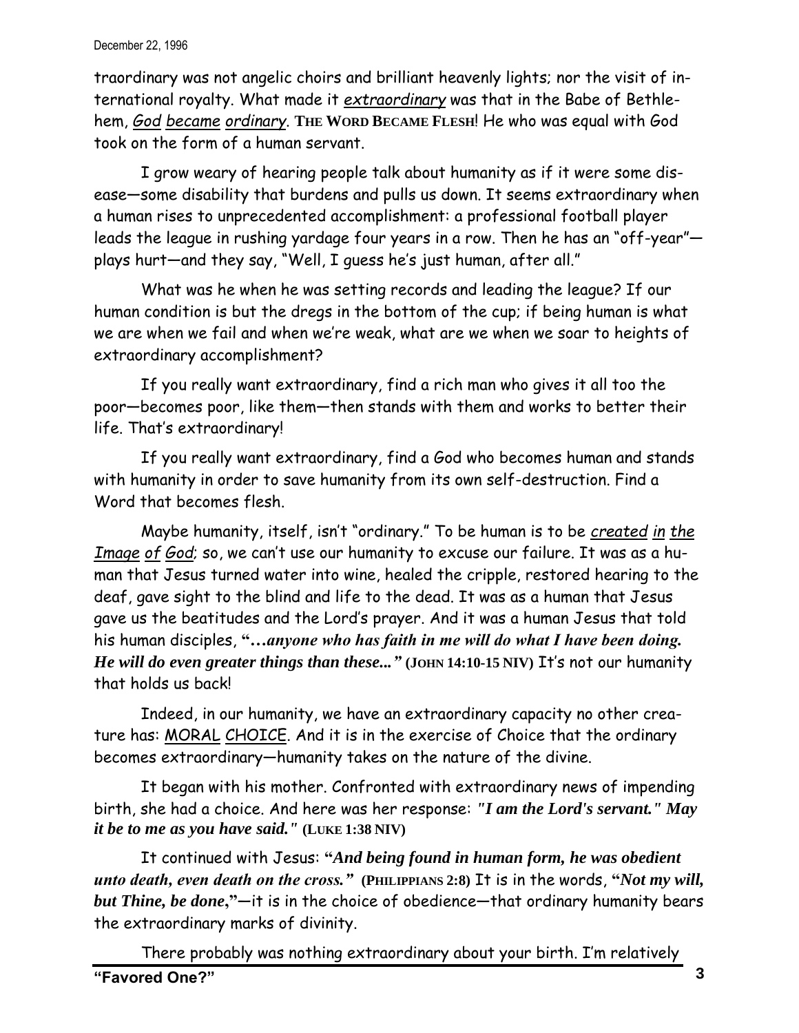traordinary was not angelic choirs and brilliant heavenly lights; nor the visit of international royalty. What made it _extraordinary_ was that in the Babe of Bethlehem, _God became ordinary_. **THE WORD BECAME FLESH**! He who was equal with God took on the form of a human servant.

I grow weary of hearing people talk about humanity as if it were some disease—some disability that burdens and pulls us down. It seems extraordinary when a human rises to unprecedented accomplishment: a professional football player leads the league in rushing yardage four years in a row. Then he has an "off-year"—plays hurt—and they say, "Well, I guess he's just human, after all."

What was he when he was setting records and leading the league? If our human condition is but the dregs in the bottom of the cup; if being human is what we are when we fail and when we're weak, what are we when we soar to heights of extraordinary accomplishment?

If you really want extraordinary, find a rich man who gives it all too the poor—becomes poor, like them—then stands with them and works to better their life. That's extraordinary!

If you really want extraordinary, find a God who becomes human and stands with humanity in order to save humanity from its own self-destruction. Find a Word that becomes flesh.

Maybe humanity, itself, isn't "ordinary." To be human is to be _created in the Image of God_; so, we can't use our humanity to excuse our failure. It was as a human that Jesus turned water into wine, healed the cripple, restored hearing to the deaf, gave sight to the blind and life to the dead. It was as a human that Jesus gave us the beatitudes and the Lord's prayer. And it was a human Jesus that told his human disciples, "***…anyone who has faith in me will do what I have been doing. He will do even greater things than these..."*** **(JOHN 14:10-15 NIV)** It's not our humanity that holds us back!

Indeed, in our humanity, we have an extraordinary capacity no other creature has: <u>MORAL CHOICE</u>. And it is in the exercise of Choice that the ordinary becomes extraordinary—humanity takes on the nature of the divine.

It began with his mother. Confronted with extraordinary news of impending birth, she had a choice. And here was her response: ***"I am the Lord's servant." May it be to me as you have said."*** **(LUKE 1:38 NIV)**

It continued with Jesus: "***And being found in human form, he was obedient unto death, even death on the cross."*** **(PHILIPPIANS 2:8)** It is in the words, "***Not my will, but Thine, be done***,"—it is in the choice of obedience—that ordinary humanity bears the extraordinary marks of divinity.

There probably was nothing extraordinary about your birth. I'm relatively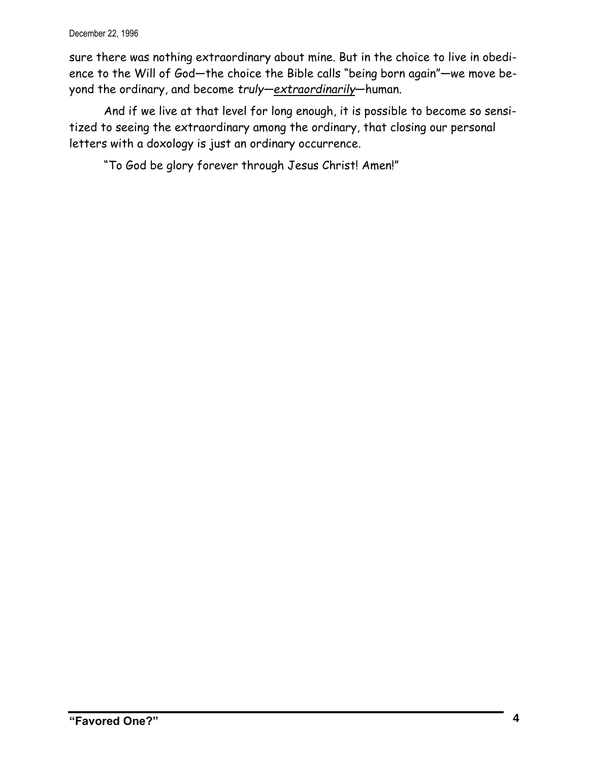sure there was nothing extraordinary about mine. But in the choice to live in obedience to the Will of God—the choice the Bible calls "being born again"—we move beyond the ordinary, and become *truly*—*extraordinarily*—human.

And if we live at that level for long enough, it is possible to become so sensitized to seeing the extraordinary among the ordinary, that closing our personal letters with a doxology is just an ordinary occurrence.

"To God be glory forever through Jesus Christ! Amen!"